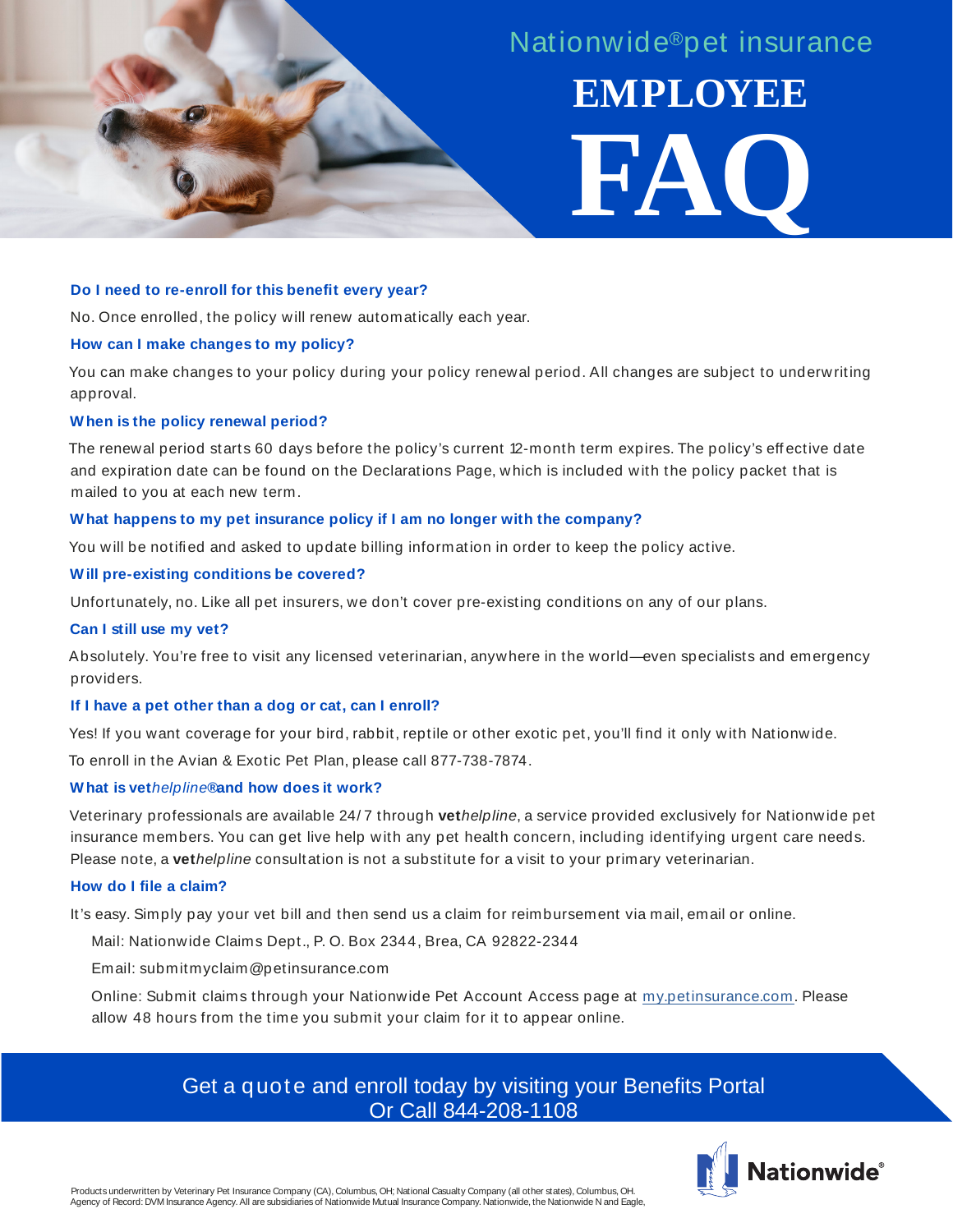Nationwide® pet insurance

# EMPLOYEE FAQ

**Do I need to re-enroll for this benefit every year?**

No. Once enrolled, the policy will renew automatically each year.

**How can I make changes to my policy?**

You can make changes to your policy during your policy renewal period. All changes are subject to underwriting approval.

**When is the policy renewal period?**

The renewal period starts 60 days before the policy's current 12-month term expires. The policy's effective date and expiration date can be found on the Declarations Page, which is included with the policy packet that is mailed to you at each new term.

**What happens to my pet insurance policy if I am no longer with the company?**

You will be notified and asked to update billing information in order to keep the policy active.

**Will pre-existing conditions be covered?**

Unfortunately, no. Like all pet insurers, we don't cover pre-existing conditions on any of our plans.

**Can I still use my vet?**

Absolutely. You're free to visit any licensed veterinarian, anywhere in the world—even specialists and emergency providers.

**If I have a pet other than a dog or cat, can I enroll?**

Yes! If you want coverage for your bird, rabbit, reptile or other exotic pet, you'll find it only with Nationwide.

To enroll in the Avian & Exotic Pet Plan, please call 877-738-7874.

**What is vet*helpline*® and how does it work?**

Veterinary professionals are available 24/7 through **vet***helpline*, a service provided exclusively for Nationwide pet insurance members. You can get live help with any pet health concern, including identifying urgent care needs. Please note, a **vet***helpline* consultation is not a substitute for a visit to your primary veterinarian.

**How do I file a claim?**

It's easy. Simply pay your vet bill and then send us a claim for reimbursement via mail, email or online.

Mail: Nationwide Claims Dept., P. O. Box 2344, Brea, CA 92822-2344

Email: submitmyclaim@petinsurance.com

Online: Submit claims through your Nationwide Pet Account Access page at my.petinsurance.com. Please allow 48 hours from the time you submit your claim for it to appear online.

Get a quote and enroll today by visiting your Benefits Portal
Or Call 844-208-1108

Nationwide®

Products underwritten by Veterinary Pet Insurance Company (CA), Columbus, OH; National Casualty Company (all other states), Columbus, OH. Agency of Record: DVM Insurance Agency. All are subsidiaries of Nationwide Mutual Insurance Company. Nationwide, the Nationwide N and Eagle,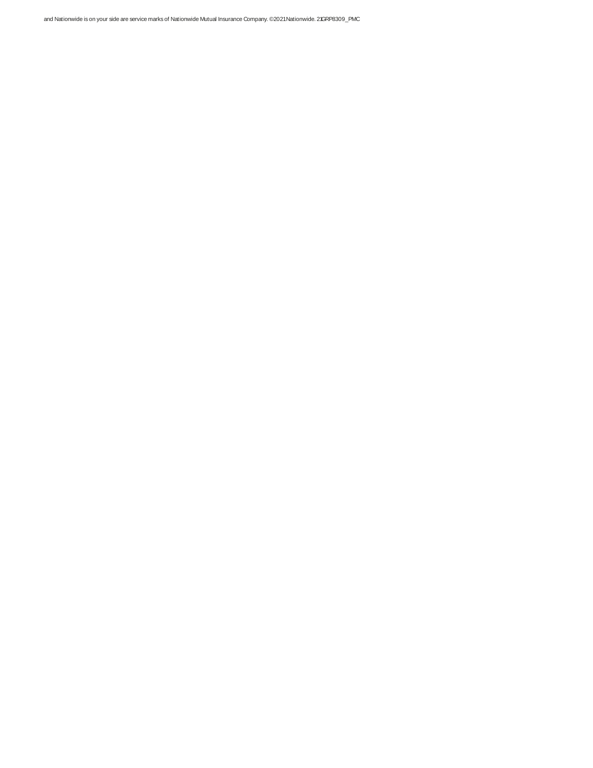and Nationwide is on your side are service marks of Nationwide Mutual Insurance Company. ©2021 Nationwide. 21GRP8309_PMC